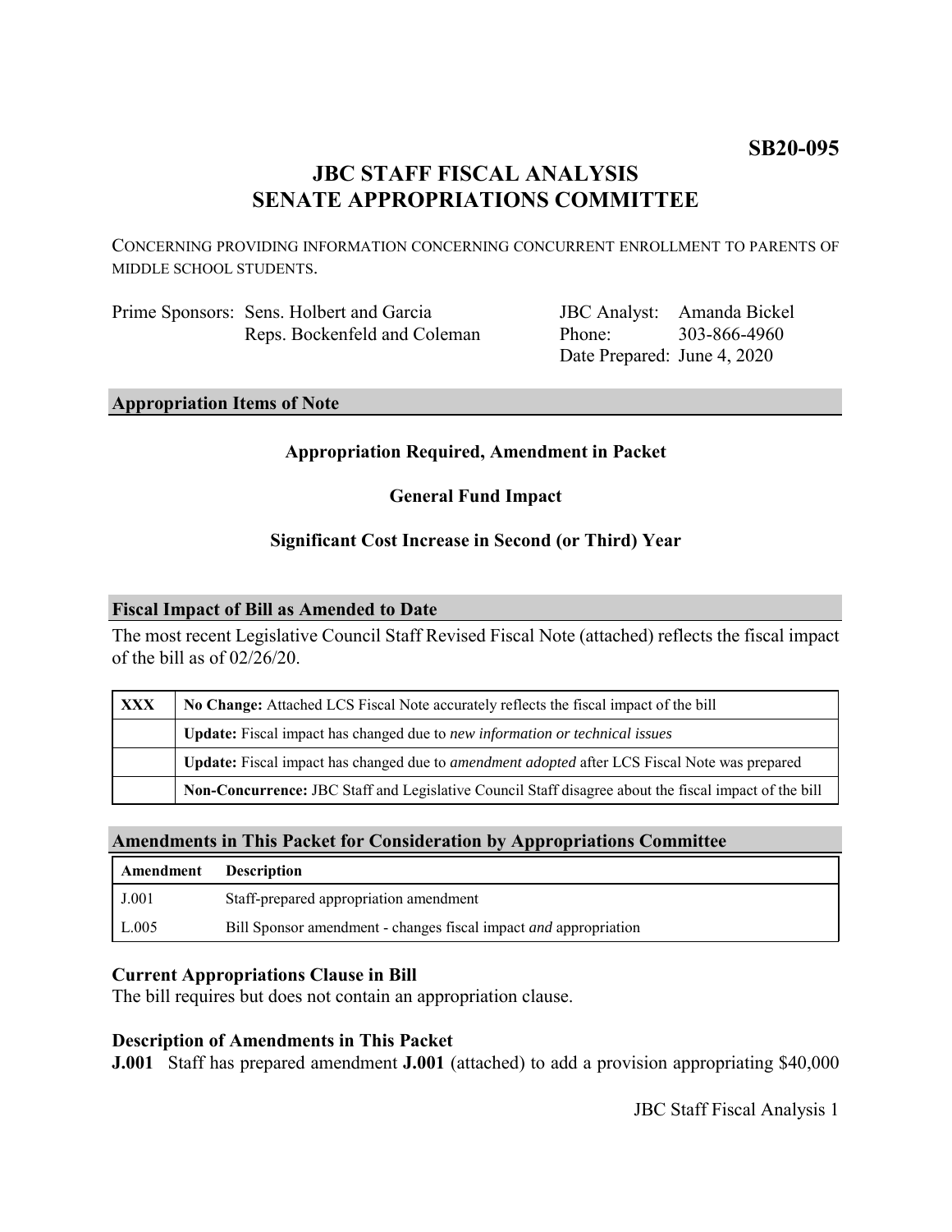**SB20-095**

# JBC STAFF FISCAL ANALYSIS
# SENATE APPROPRIATIONS COMMITTEE

CONCERNING PROVIDING INFORMATION CONCERNING CONCURRENT ENROLLMENT TO PARENTS OF MIDDLE SCHOOL STUDENTS.

| | | | |
|---|---|---|---|
| Prime Sponsors: | Sens. Holbert and Garcia<br>Reps. Bockenfeld and Coleman | JBC Analyst:<br>Phone:<br>Date Prepared: | Amanda Bickel<br>303-866-4960<br>June 4, 2020 |

## Appropriation Items of Note

**Appropriation Required, Amendment in Packet**

**General Fund Impact**

**Significant Cost Increase in Second (or Third) Year**

## Fiscal Impact of Bill as Amended to Date

The most recent Legislative Council Staff Revised Fiscal Note (attached) reflects the fiscal impact of the bill as of 02/26/20.

| | |
|---|---|
| **XXX** | **No Change:** Attached LCS Fiscal Note accurately reflects the fiscal impact of the bill |
| | **Update:** Fiscal impact has changed due to *new information or technical issues* |
| | **Update:** Fiscal impact has changed due to *amendment adopted* after LCS Fiscal Note was prepared |
| | **Non-Concurrence:** JBC Staff and Legislative Council Staff disagree about the fiscal impact of the bill |

## Amendments in This Packet for Consideration by Appropriations Committee

| Amendment | Description |
|---|---|
| J.001 | Staff-prepared appropriation amendment |
| L.005 | Bill Sponsor amendment - changes fiscal impact *and* appropriation |

### Current Appropriations Clause in Bill

The bill requires but does not contain an appropriation clause.

### Description of Amendments in This Packet

**J.001** Staff has prepared amendment **J.001** (attached) to add a provision appropriating $40,000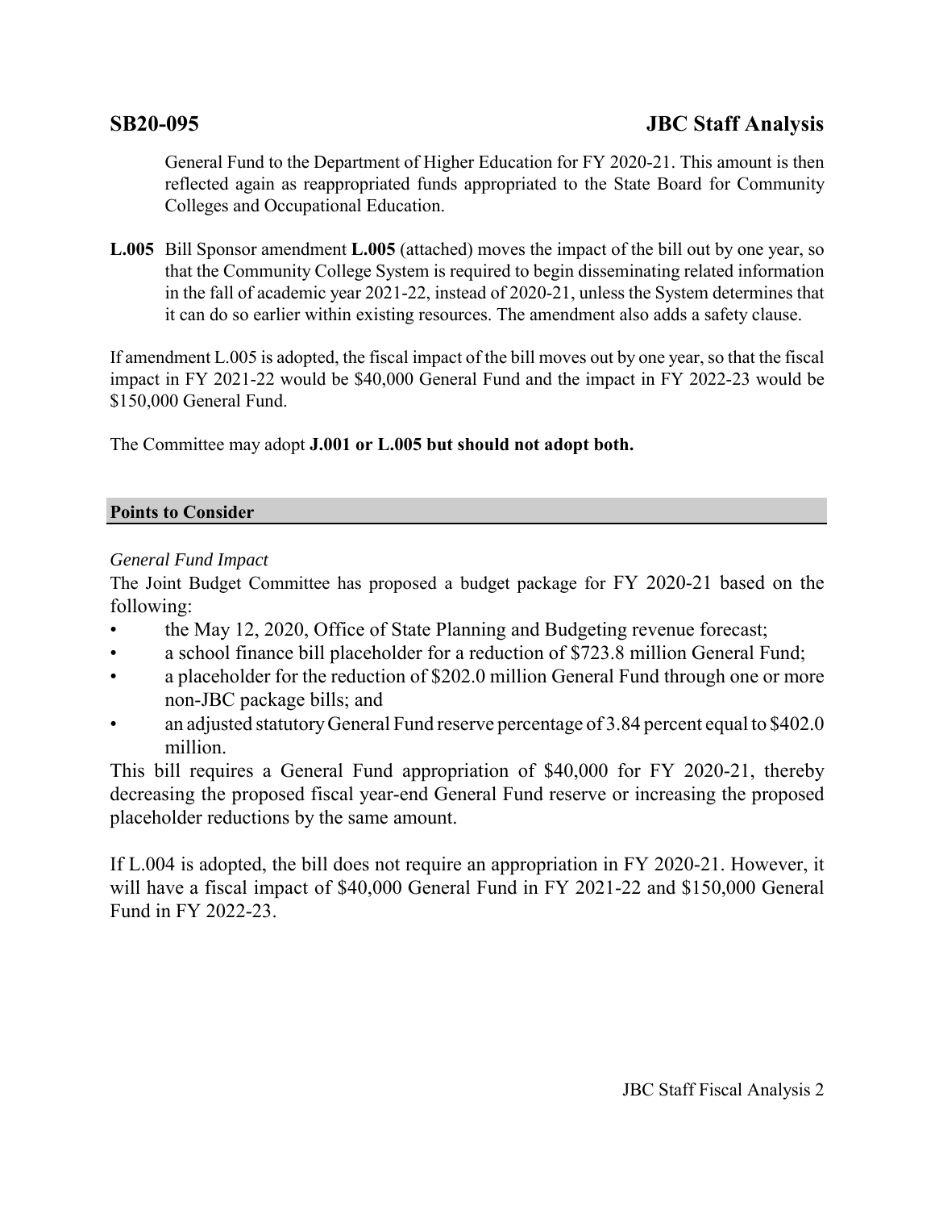General Fund to the Department of Higher Education for FY 2020-21. This amount is then reflected again as reappropriated funds appropriated to the State Board for Community Colleges and Occupational Education.

**L.005** Bill Sponsor amendment **L.005** (attached) moves the impact of the bill out by one year, so that the Community College System is required to begin disseminating related information in the fall of academic year 2021-22, instead of 2020-21, unless the System determines that it can do so earlier within existing resources. The amendment also adds a safety clause.

If amendment L.005 is adopted, the fiscal impact of the bill moves out by one year, so that the fiscal impact in FY 2021-22 would be $40,000 General Fund and the impact in FY 2022-23 would be $150,000 General Fund.

The Committee may adopt **J.001 or L.005 but should not adopt both.**

## Points to Consider

*General Fund Impact*

The Joint Budget Committee has proposed a budget package for FY 2020-21 based on the following:

- the May 12, 2020, Office of State Planning and Budgeting revenue forecast;
- a school finance bill placeholder for a reduction of $723.8 million General Fund;
- a placeholder for the reduction of $202.0 million General Fund through one or more non-JBC package bills; and
- an adjusted statutory General Fund reserve percentage of 3.84 percent equal to $402.0 million.

This bill requires a General Fund appropriation of $40,000 for FY 2020-21, thereby decreasing the proposed fiscal year-end General Fund reserve or increasing the proposed placeholder reductions by the same amount.

If L.004 is adopted, the bill does not require an appropriation in FY 2020-21. However, it will have a fiscal impact of $40,000 General Fund in FY 2021-22 and $150,000 General Fund in FY 2022-23.